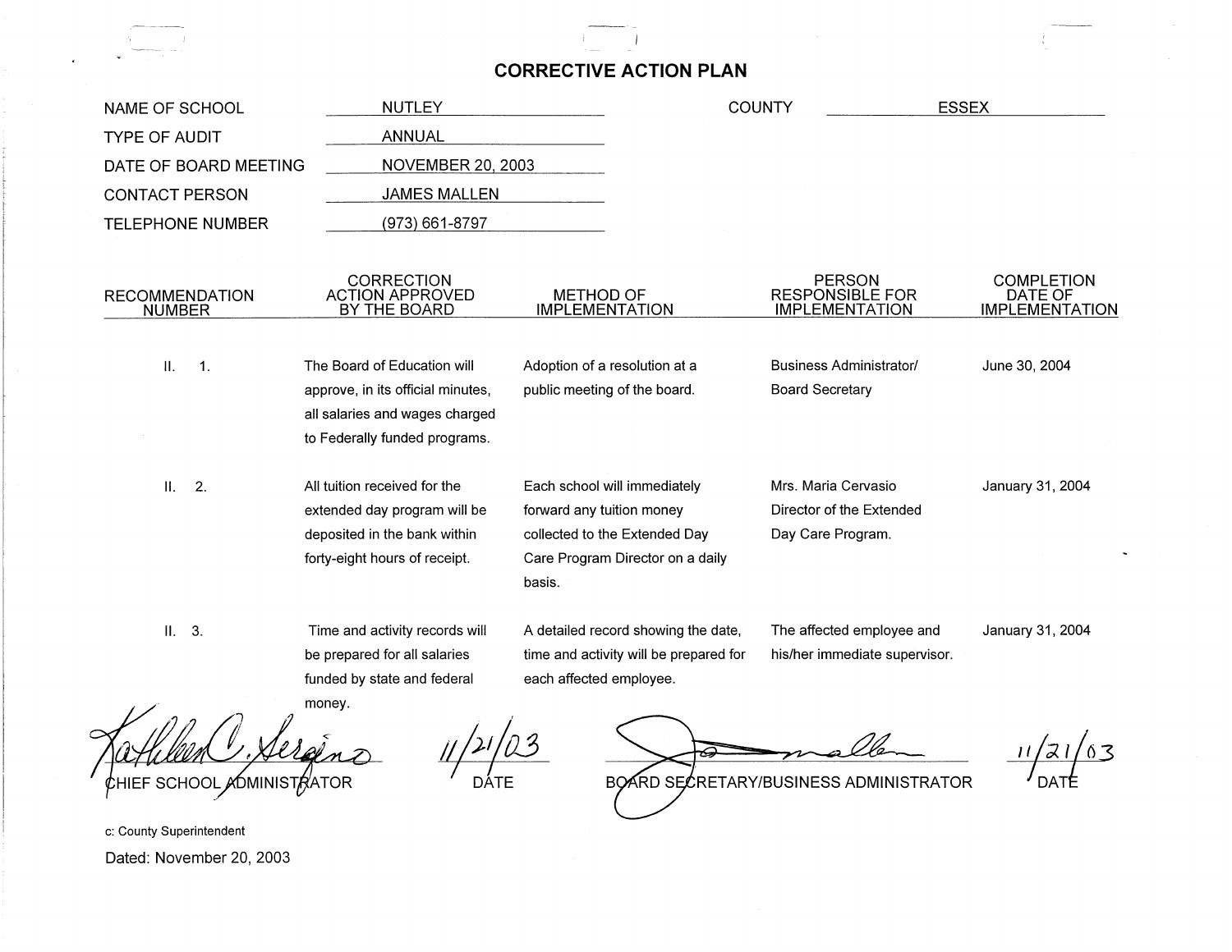# CORRECTIVE ACTION PLAN

NAME OF SCHOOL: NUTLEY

COUNTY: ESSEX

TYPE OF AUDIT: ANNUAL

DATE OF BOARD MEETING: NOVEMBER 20, 2003

CONTACT PERSON: JAMES MALLEN

TELEPHONE NUMBER: (973) 661-8797

| RECOMMENDATION NUMBER | CORRECTION ACTION APPROVED BY THE BOARD | METHOD OF IMPLEMENTATION | PERSON RESPONSIBLE FOR IMPLEMENTATION | COMPLETION DATE OF IMPLEMENTATION |
|---|---|---|---|---|
| II. 1. | The Board of Education will approve, in its official minutes, all salaries and wages charged to Federally funded programs. | Adoption of a resolution at a public meeting of the board. | Business Administrator/ Board Secretary | June 30, 2004 |
| II. 2. | All tuition received for the extended day program will be deposited in the bank within forty-eight hours of receipt. | Each school will immediately forward any tuition money collected to the Extended Day Care Program Director on a daily basis. | Mrs. Maria Cervasio Director of the Extended Day Care Program. | January 31, 2004 |
| II. 3. | Time and activity records will be prepared for all salaries funded by state and federal money. | A detailed record showing the date, time and activity will be prepared for each affected employee. | The affected employee and his/her immediate supervisor. | January 31, 2004 |

Kathleen C. Serafino — CHIEF SCHOOL ADMINISTRATOR — DATE: 11/21/03

J. Mallen — BOARD SECRETARY/BUSINESS ADMINISTRATOR — DATE: 11/21/03

c: County Superintendent

Dated: November 20, 2003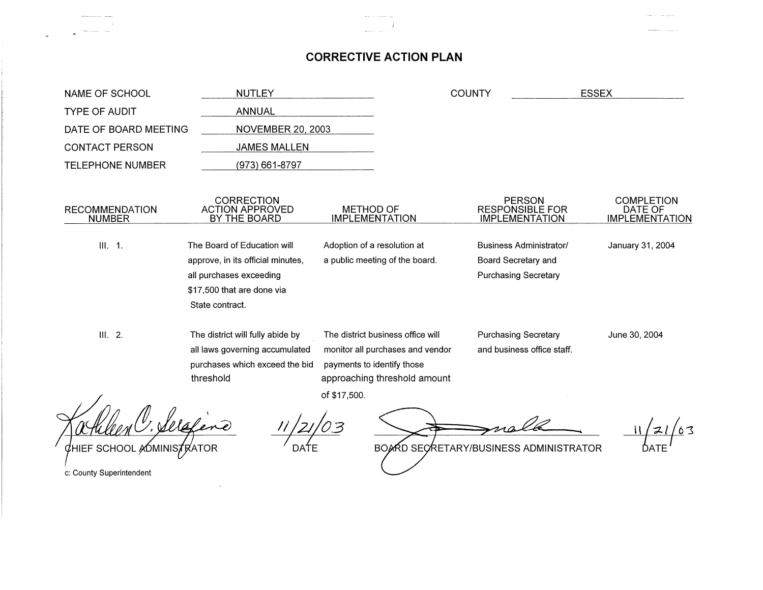# CORRECTIVE ACTION PLAN

| | | | |
|---|---|---|---|
| NAME OF SCHOOL | NUTLEY | COUNTY | ESSEX |
| TYPE OF AUDIT | ANNUAL | | |
| DATE OF BOARD MEETING | NOVEMBER 20, 2003 | | |
| CONTACT PERSON | JAMES MALLEN | | |
| TELEPHONE NUMBER | (973) 661-8797 | | |

| RECOMMENDATION NUMBER | CORRECTION ACTION APPROVED BY THE BOARD | METHOD OF IMPLEMENTATION | PERSON RESPONSIBLE FOR IMPLEMENTATION | COMPLETION DATE OF IMPLEMENTATION |
|---|---|---|---|---|
| III. 1. | The Board of Education will approve, in its official minutes, all purchases exceeding $17,500 that are done via State contract. | Adoption of a resolution at a public meeting of the board. | Business Administrator/ Board Secretary and Purchasing Secretary | January 31, 2004 |
| III. 2. | The district will fully abide by all laws governing accumulated purchases which exceed the bid threshold | The district business office will monitor all purchases and vendor payments to identify those approaching threshold amount of $17,500. | Purchasing Secretary and business office staff. | June 30, 2004 |

Kathleen C. Serafino — 11/21/03

CHIEF SCHOOL ADMINISTRATOR — DATE

J. Mallen — 11/21/03

BOARD SECRETARY/BUSINESS ADMINISTRATOR — DATE

c: County Superintendent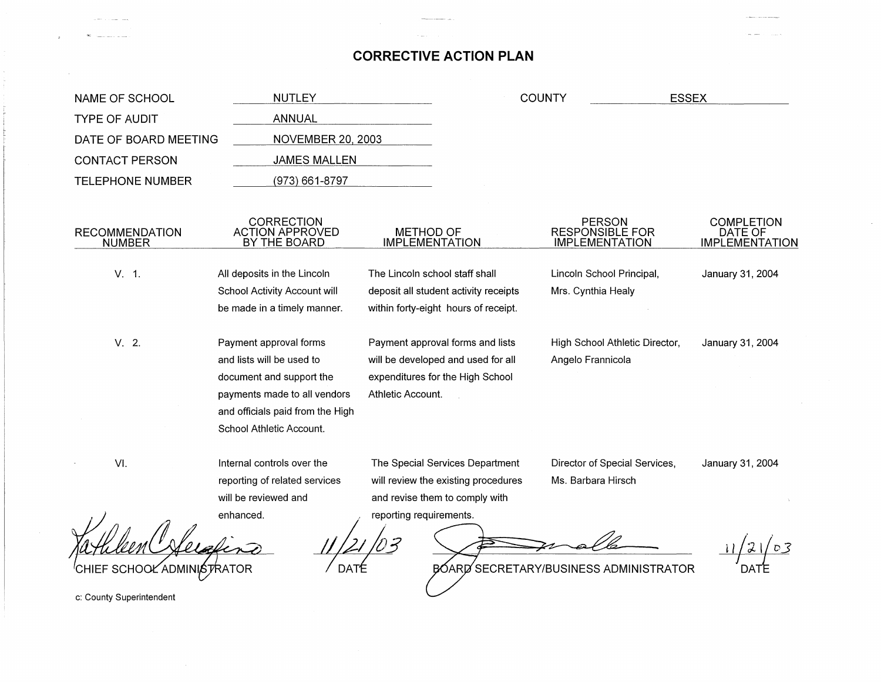# CORRECTIVE ACTION PLAN

| | | | |
|---|---|---|---|
| NAME OF SCHOOL | NUTLEY | COUNTY | ESSEX |
| TYPE OF AUDIT | ANNUAL | | |
| DATE OF BOARD MEETING | NOVEMBER 20, 2003 | | |
| CONTACT PERSON | JAMES MALLEN | | |
| TELEPHONE NUMBER | (973) 661-8797 | | |

| RECOMMENDATION NUMBER | CORRECTION ACTION APPROVED BY THE BOARD | METHOD OF IMPLEMENTATION | PERSON RESPONSIBLE FOR IMPLEMENTATION | COMPLETION DATE OF IMPLEMENTATION |
|---|---|---|---|---|
| V. 1. | All deposits in the Lincoln School Activity Account will be made in a timely manner. | The Lincoln school staff shall deposit all student activity receipts within forty-eight hours of receipt. | Lincoln School Principal, Mrs. Cynthia Healy | January 31, 2004 |
| V. 2. | Payment approval forms and lists will be used to document and support the payments made to all vendors and officials paid from the High School Athletic Account. | Payment approval forms and lists will be developed and used for all expenditures for the High School Athletic Account. | High School Athletic Director, Angelo Frannicola | January 31, 2004 |
| VI. | Internal controls over the reporting of related services will be reviewed and enhanced. | The Special Services Department will review the existing procedures and revise them to comply with reporting requirements. | Director of Special Services, Ms. Barbara Hirsch | January 31, 2004 |

Kathleen C. Serafino — CHIEF SCHOOL ADMINISTRATOR — DATE: 11/21/03

J. Mallen — BOARD SECRETARY/BUSINESS ADMINISTRATOR — DATE: 11/21/03

c: County Superintendent